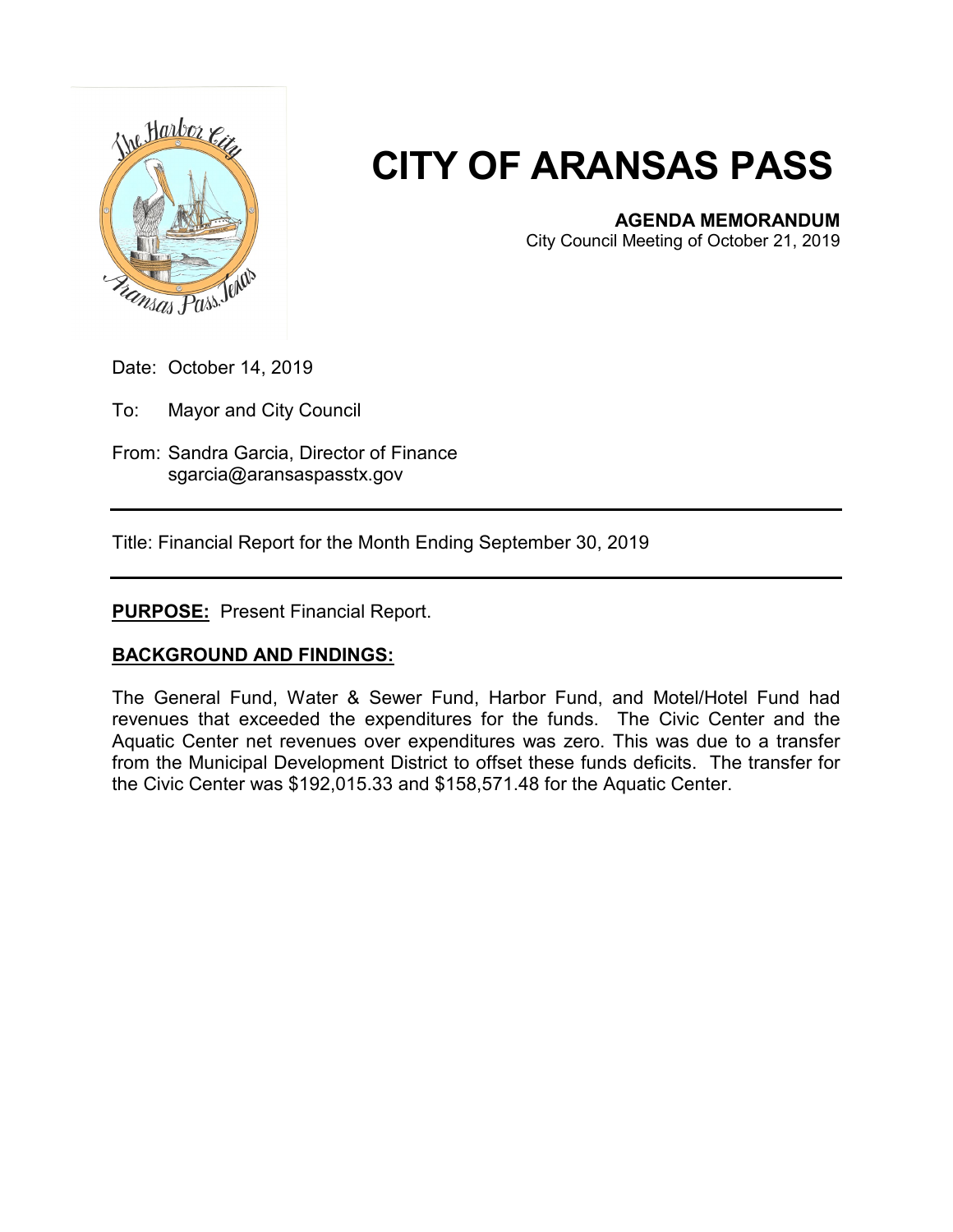# CITY OF ARANSAS PASS

**AGENDA MEMORANDUM**
City Council Meeting of October 21, 2019

Date: October 14, 2019

To: Mayor and City Council

From: Sandra Garcia, Director of Finance
sgarcia@aransaspasstx.gov

---

Title: Financial Report for the Month Ending September 30, 2019

---

**PURPOSE:** Present Financial Report.

**BACKGROUND AND FINDINGS:**

The General Fund, Water & Sewer Fund, Harbor Fund, and Motel/Hotel Fund had revenues that exceeded the expenditures for the funds. The Civic Center and the Aquatic Center net revenues over expenditures was zero. This was due to a transfer from the Municipal Development District to offset these funds deficits. The transfer for the Civic Center was $192,015.33 and $158,571.48 for the Aquatic Center.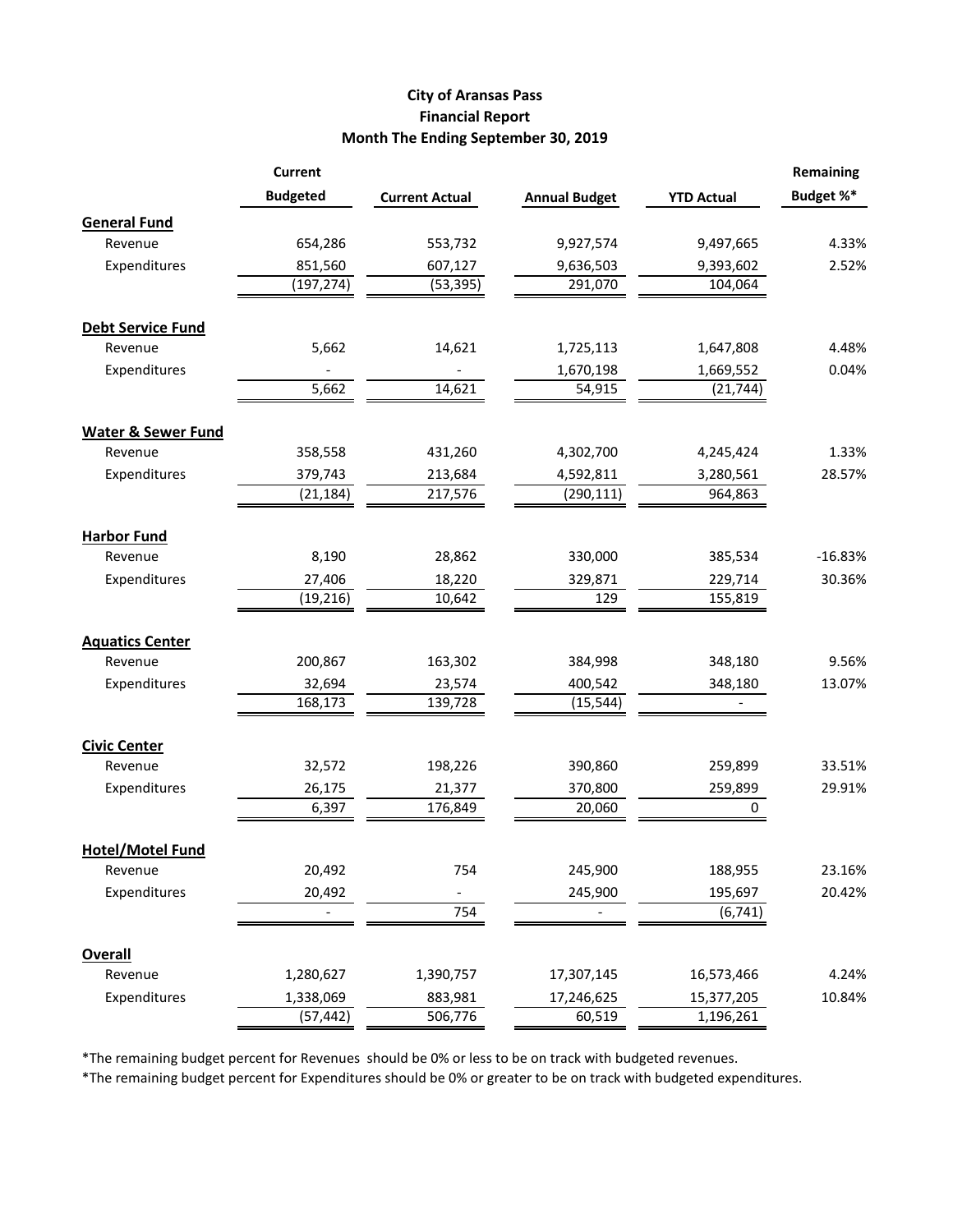# City of Aransas Pass
## Financial Report
### Month The Ending September 30, 2019

| | Current Budgeted | Current Actual | Annual Budget | YTD Actual | Remaining Budget %* |
|---|---|---|---|---|---|
| **General Fund** | | | | | |
| Revenue | 654,286 | 553,732 | 9,927,574 | 9,497,665 | 4.33% |
| Expenditures | 851,560 | 607,127 | 9,636,503 | 9,393,602 | 2.52% |
| | (197,274) | (53,395) | 291,070 | 104,064 | |
| **Debt Service Fund** | | | | | |
| Revenue | 5,662 | 14,621 | 1,725,113 | 1,647,808 | 4.48% |
| Expenditures | - | - | 1,670,198 | 1,669,552 | 0.04% |
| | 5,662 | 14,621 | 54,915 | (21,744) | |
| **Water & Sewer Fund** | | | | | |
| Revenue | 358,558 | 431,260 | 4,302,700 | 4,245,424 | 1.33% |
| Expenditures | 379,743 | 213,684 | 4,592,811 | 3,280,561 | 28.57% |
| | (21,184) | 217,576 | (290,111) | 964,863 | |
| **Harbor Fund** | | | | | |
| Revenue | 8,190 | 28,862 | 330,000 | 385,534 | -16.83% |
| Expenditures | 27,406 | 18,220 | 329,871 | 229,714 | 30.36% |
| | (19,216) | 10,642 | 129 | 155,819 | |
| **Aquatics Center** | | | | | |
| Revenue | 200,867 | 163,302 | 384,998 | 348,180 | 9.56% |
| Expenditures | 32,694 | 23,574 | 400,542 | 348,180 | 13.07% |
| | 168,173 | 139,728 | (15,544) | - | |
| **Civic Center** | | | | | |
| Revenue | 32,572 | 198,226 | 390,860 | 259,899 | 33.51% |
| Expenditures | 26,175 | 21,377 | 370,800 | 259,899 | 29.91% |
| | 6,397 | 176,849 | 20,060 | 0 | |
| **Hotel/Motel Fund** | | | | | |
| Revenue | 20,492 | 754 | 245,900 | 188,955 | 23.16% |
| Expenditures | 20,492 | - | 245,900 | 195,697 | 20.42% |
| | - | 754 | - | (6,741) | |
| **Overall** | | | | | |
| Revenue | 1,280,627 | 1,390,757 | 17,307,145 | 16,573,466 | 4.24% |
| Expenditures | 1,338,069 | 883,981 | 17,246,625 | 15,377,205 | 10.84% |
| | (57,442) | 506,776 | 60,519 | 1,196,261 | |

*The remaining budget percent for Revenues should be 0% or less to be on track with budgeted revenues.

*The remaining budget percent for Expenditures should be 0% or greater to be on track with budgeted expenditures.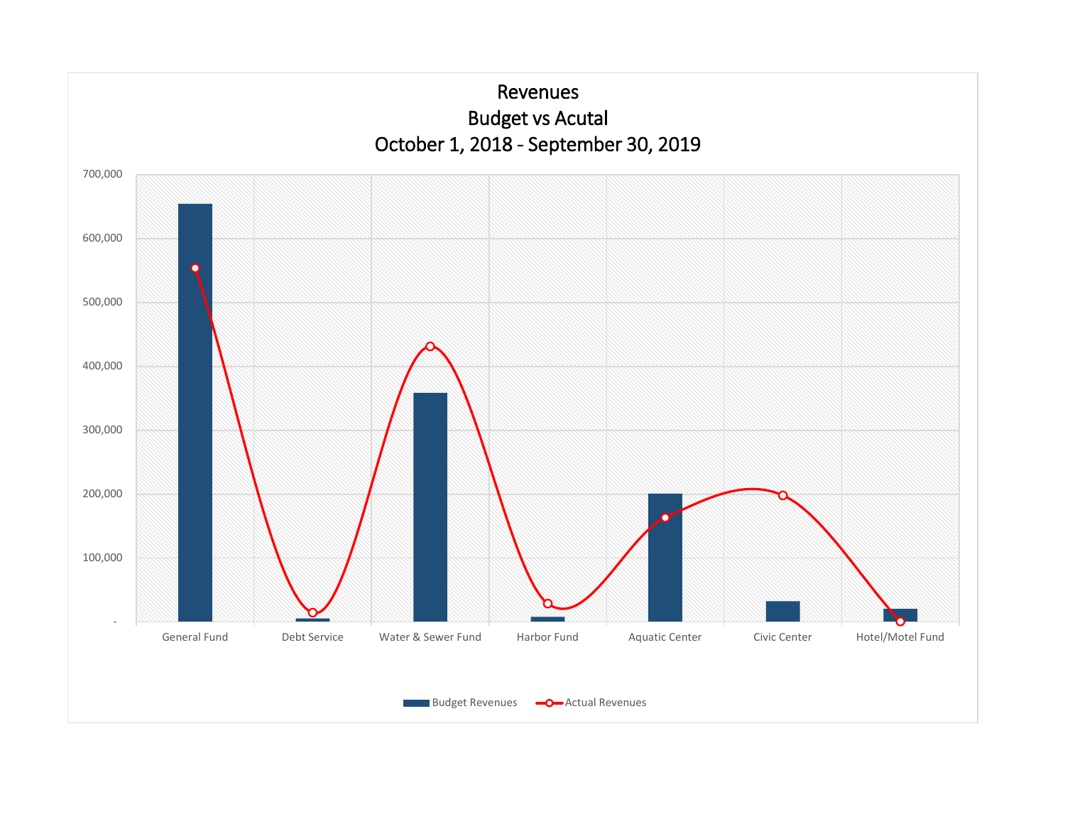# Revenues
## Budget vs Acutal
## October 1, 2018 - September 30, 2019

700,000

600,000

500,000

400,000

300,000

200,000

100,000

-

General Fund | Debt Service | Water & Sewer Fund | Harbor Fund | Aquatic Center | Civic Center | Hotel/Motel Fund

Budget Revenues | Actual Revenues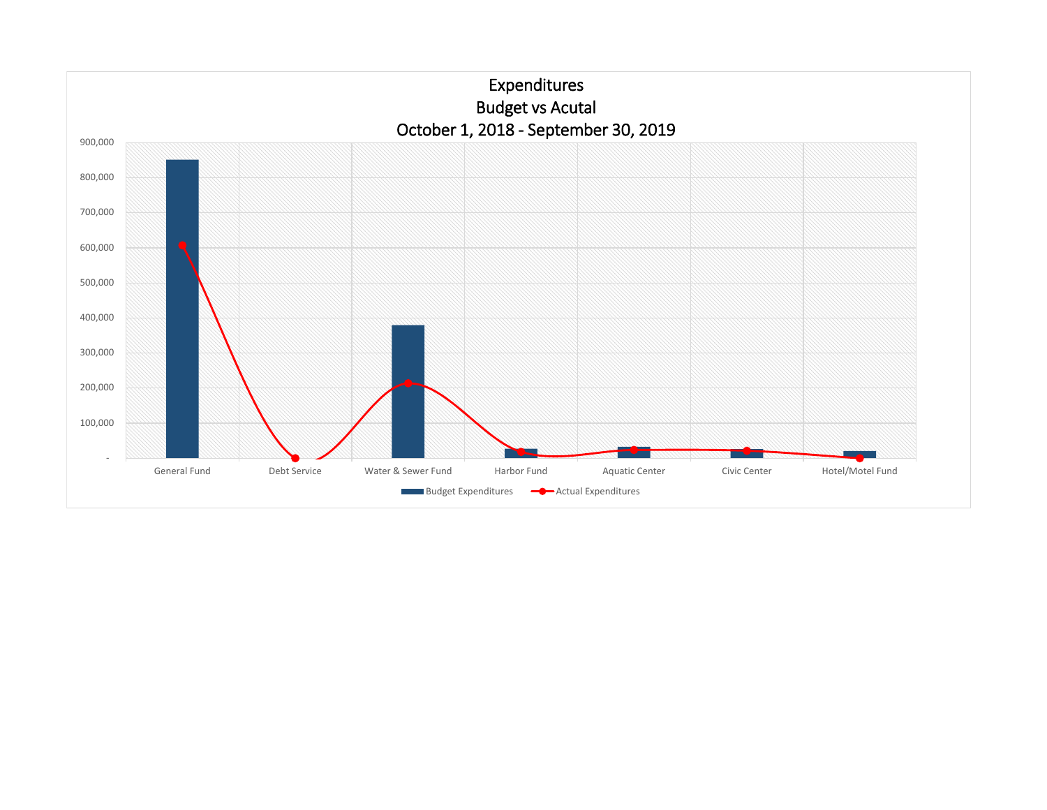# Expenditures
## Budget vs Acutal
## October 1, 2018 - September 30, 2019

900,000
800,000
700,000
600,000
500,000
400,000
300,000
200,000
100,000
-

General Fund | Debt Service | Water & Sewer Fund | Harbor Fund | Aquatic Center | Civic Center | Hotel/Motel Fund

Budget Expenditures — Actual Expenditures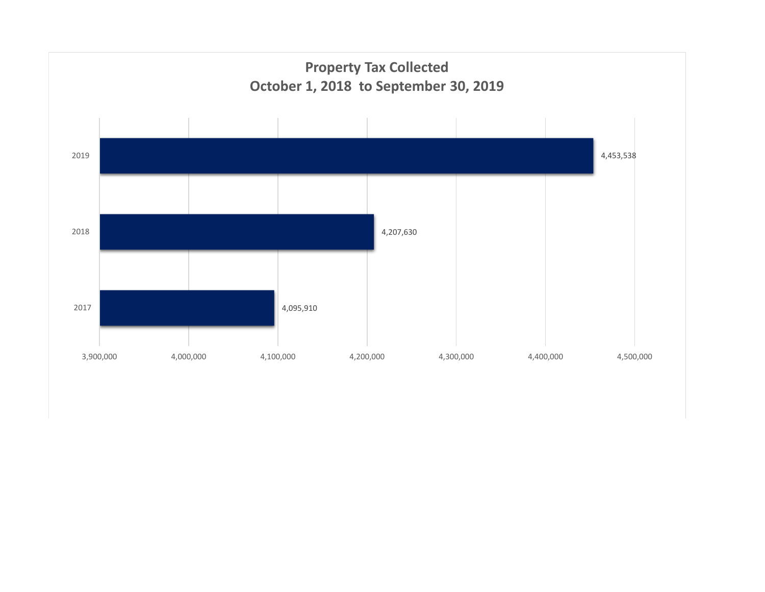## Property Tax Collected
## October 1, 2018 to September 30, 2019

| Year | Property Tax Collected |
|---|---|
| 2019 | 4,453,538 |
| 2018 | 4,207,630 |
| 2017 | 4,095,910 |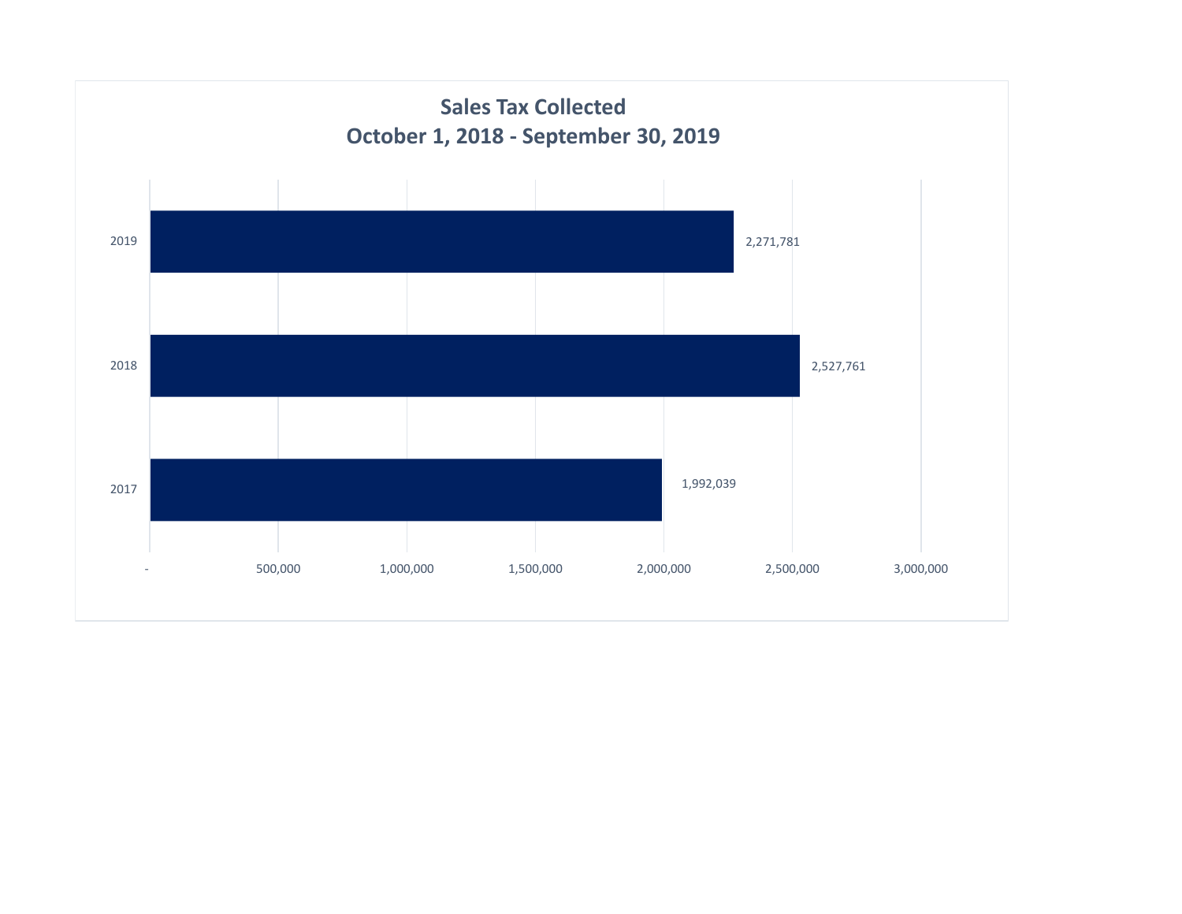## Sales Tax Collected
## October 1, 2018 - September 30, 2019

| Year | Sales Tax Collected |
| --- | --- |
| 2019 | 2,271,781 |
| 2018 | 2,527,761 |
| 2017 | 1,992,039 |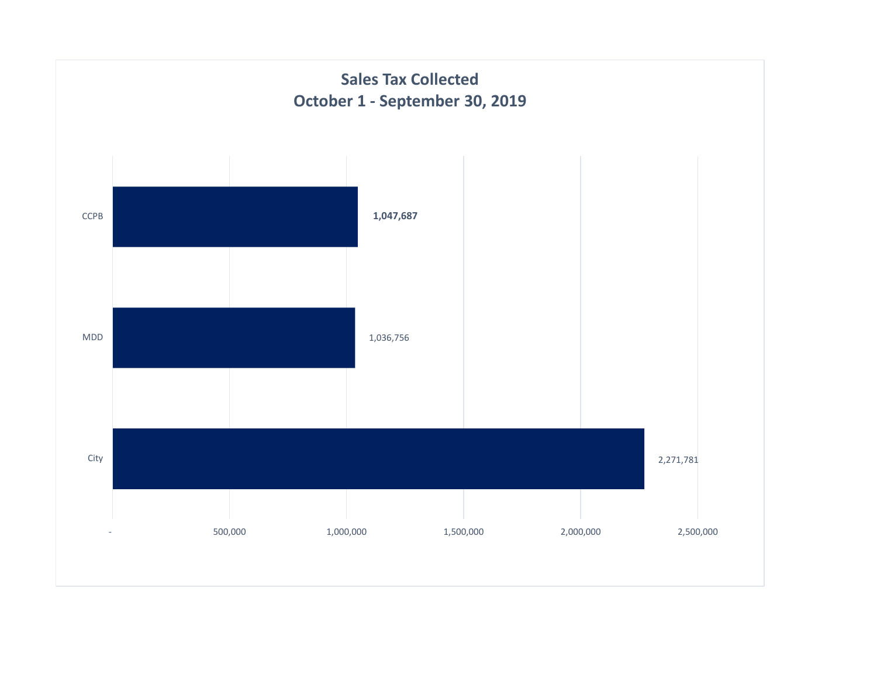## Sales Tax Collected
## October 1 - September 30, 2019

CCPB

**1,047,687**

MDD

1,036,756

City

2,271,781

-

500,000

1,000,000

1,500,000

2,000,000

2,500,000